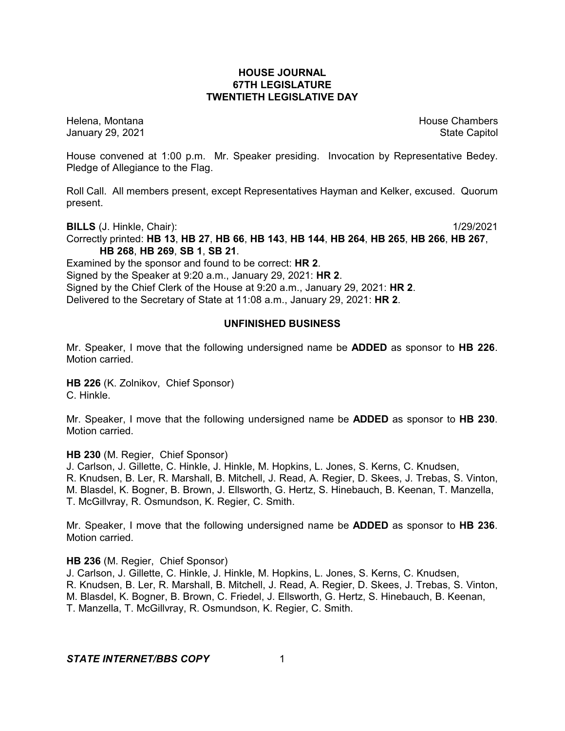# HOUSE JOURNAL
## 67TH LEGISLATURE
## TWENTIETH LEGISLATIVE DAY

Helena, Montana House Chambers
January 29, 2021 State Capitol

House convened at 1:00 p.m. Mr. Speaker presiding. Invocation by Representative Bedey. Pledge of Allegiance to the Flag.

Roll Call. All members present, except Representatives Hayman and Kelker, excused. Quorum present.

**BILLS** (J. Hinkle, Chair): 1/29/2021

Correctly printed: **HB 13**, **HB 27**, **HB 66**, **HB 143**, **HB 144**, **HB 264**, **HB 265**, **HB 266**, **HB 267**, **HB 268**, **HB 269**, **SB 1**, **SB 21**.

Examined by the sponsor and found to be correct: **HR 2**.

Signed by the Speaker at 9:20 a.m., January 29, 2021: **HR 2**.

Signed by the Chief Clerk of the House at 9:20 a.m., January 29, 2021: **HR 2**.

Delivered to the Secretary of State at 11:08 a.m., January 29, 2021: **HR 2**.

## UNFINISHED BUSINESS

Mr. Speaker, I move that the following undersigned name be **ADDED** as sponsor to **HB 226**. Motion carried.

**HB 226** (K. Zolnikov, Chief Sponsor)
C. Hinkle.

Mr. Speaker, I move that the following undersigned name be **ADDED** as sponsor to **HB 230**. Motion carried.

**HB 230** (M. Regier, Chief Sponsor)
J. Carlson, J. Gillette, C. Hinkle, J. Hinkle, M. Hopkins, L. Jones, S. Kerns, C. Knudsen, R. Knudsen, B. Ler, R. Marshall, B. Mitchell, J. Read, A. Regier, D. Skees, J. Trebas, S. Vinton, M. Blasdel, K. Bogner, B. Brown, J. Ellsworth, G. Hertz, S. Hinebauch, B. Keenan, T. Manzella, T. McGillvray, R. Osmundson, K. Regier, C. Smith.

Mr. Speaker, I move that the following undersigned name be **ADDED** as sponsor to **HB 236**. Motion carried.

**HB 236** (M. Regier, Chief Sponsor)
J. Carlson, J. Gillette, C. Hinkle, J. Hinkle, M. Hopkins, L. Jones, S. Kerns, C. Knudsen, R. Knudsen, B. Ler, R. Marshall, B. Mitchell, J. Read, A. Regier, D. Skees, J. Trebas, S. Vinton, M. Blasdel, K. Bogner, B. Brown, C. Friedel, J. Ellsworth, G. Hertz, S. Hinebauch, B. Keenan, T. Manzella, T. McGillvray, R. Osmundson, K. Regier, C. Smith.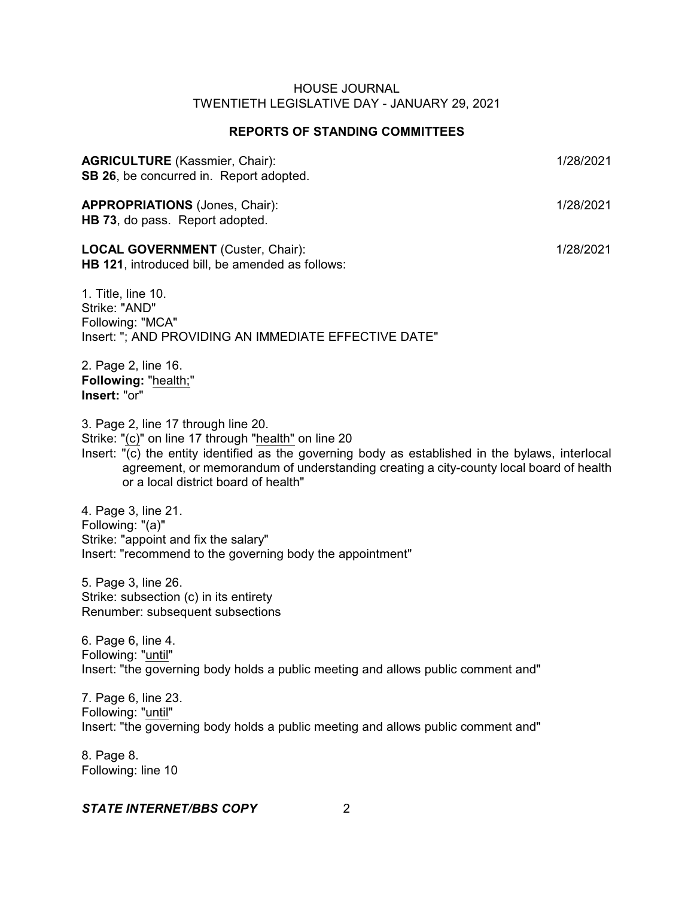## REPORTS OF STANDING COMMITTEES

**AGRICULTURE** (Kassmier, Chair): 1/28/2021
**SB 26**, be concurred in. Report adopted.

**APPROPRIATIONS** (Jones, Chair): 1/28/2021
**HB 73**, do pass. Report adopted.

**LOCAL GOVERNMENT** (Custer, Chair): 1/28/2021
**HB 121**, introduced bill, be amended as follows:

1. Title, line 10.
Strike: "AND"
Following: "MCA"
Insert: "; AND PROVIDING AN IMMEDIATE EFFECTIVE DATE"

2. Page 2, line 16.
**Following:** "health;"
**Insert:** "or"

3. Page 2, line 17 through line 20.
Strike: "(c)" on line 17 through "health" on line 20
Insert: "(c) the entity identified as the governing body as established in the bylaws, interlocal agreement, or memorandum of understanding creating a city-county local board of health or a local district board of health"

4. Page 3, line 21.
Following: "(a)"
Strike: "appoint and fix the salary"
Insert: "recommend to the governing body the appointment"

5. Page 3, line 26.
Strike: subsection (c) in its entirety
Renumber: subsequent subsections

6. Page 6, line 4.
Following: "until"
Insert: "the governing body holds a public meeting and allows public comment and"

7. Page 6, line 23.
Following: "until"
Insert: "the governing body holds a public meeting and allows public comment and"

8. Page 8.
Following: line 10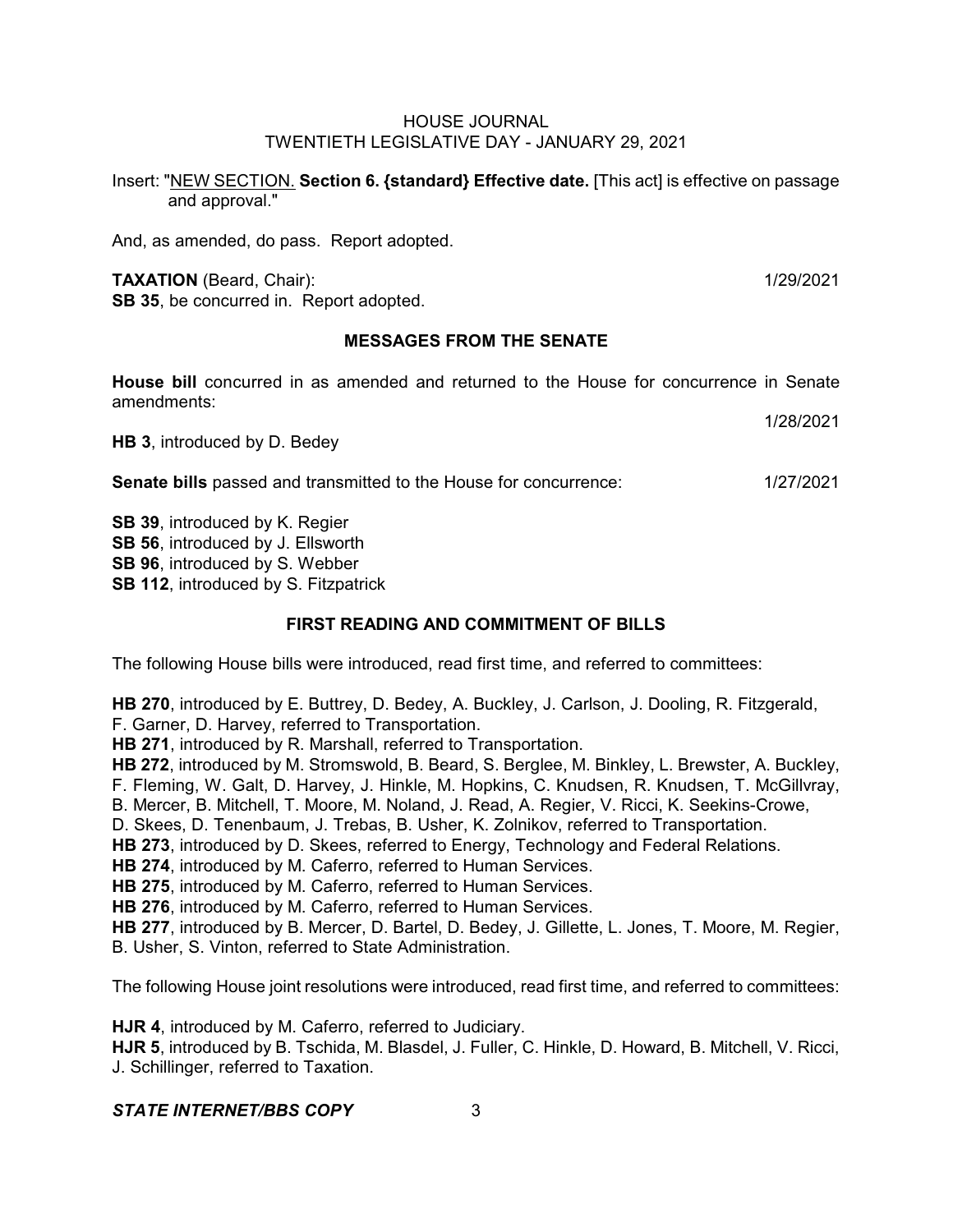Insert: "<u>NEW SECTION.</u> **Section 6. {standard} Effective date.** [This act] is effective on passage and approval."

And, as amended, do pass. Report adopted.

**TAXATION** (Beard, Chair): 1/29/2021
**SB 35**, be concurred in. Report adopted.

## MESSAGES FROM THE SENATE

**House bill** concurred in as amended and returned to the House for concurrence in Senate amendments:

1/28/2021

**HB 3**, introduced by D. Bedey

**Senate bills** passed and transmitted to the House for concurrence: 1/27/2021

**SB 39**, introduced by K. Regier
**SB 56**, introduced by J. Ellsworth
**SB 96**, introduced by S. Webber
**SB 112**, introduced by S. Fitzpatrick

## FIRST READING AND COMMITMENT OF BILLS

The following House bills were introduced, read first time, and referred to committees:

**HB 270**, introduced by E. Buttrey, D. Bedey, A. Buckley, J. Carlson, J. Dooling, R. Fitzgerald, F. Garner, D. Harvey, referred to Transportation.
**HB 271**, introduced by R. Marshall, referred to Transportation.
**HB 272**, introduced by M. Stromswold, B. Beard, S. Berglee, M. Binkley, L. Brewster, A. Buckley, F. Fleming, W. Galt, D. Harvey, J. Hinkle, M. Hopkins, C. Knudsen, R. Knudsen, T. McGillvray, B. Mercer, B. Mitchell, T. Moore, M. Noland, J. Read, A. Regier, V. Ricci, K. Seekins-Crowe, D. Skees, D. Tenenbaum, J. Trebas, B. Usher, K. Zolnikov, referred to Transportation.
**HB 273**, introduced by D. Skees, referred to Energy, Technology and Federal Relations.
**HB 274**, introduced by M. Caferro, referred to Human Services.
**HB 275**, introduced by M. Caferro, referred to Human Services.
**HB 276**, introduced by M. Caferro, referred to Human Services.
**HB 277**, introduced by B. Mercer, D. Bartel, D. Bedey, J. Gillette, L. Jones, T. Moore, M. Regier, B. Usher, S. Vinton, referred to State Administration.

The following House joint resolutions were introduced, read first time, and referred to committees:

**HJR 4**, introduced by M. Caferro, referred to Judiciary.
**HJR 5**, introduced by B. Tschida, M. Blasdel, J. Fuller, C. Hinkle, D. Howard, B. Mitchell, V. Ricci, J. Schillinger, referred to Taxation.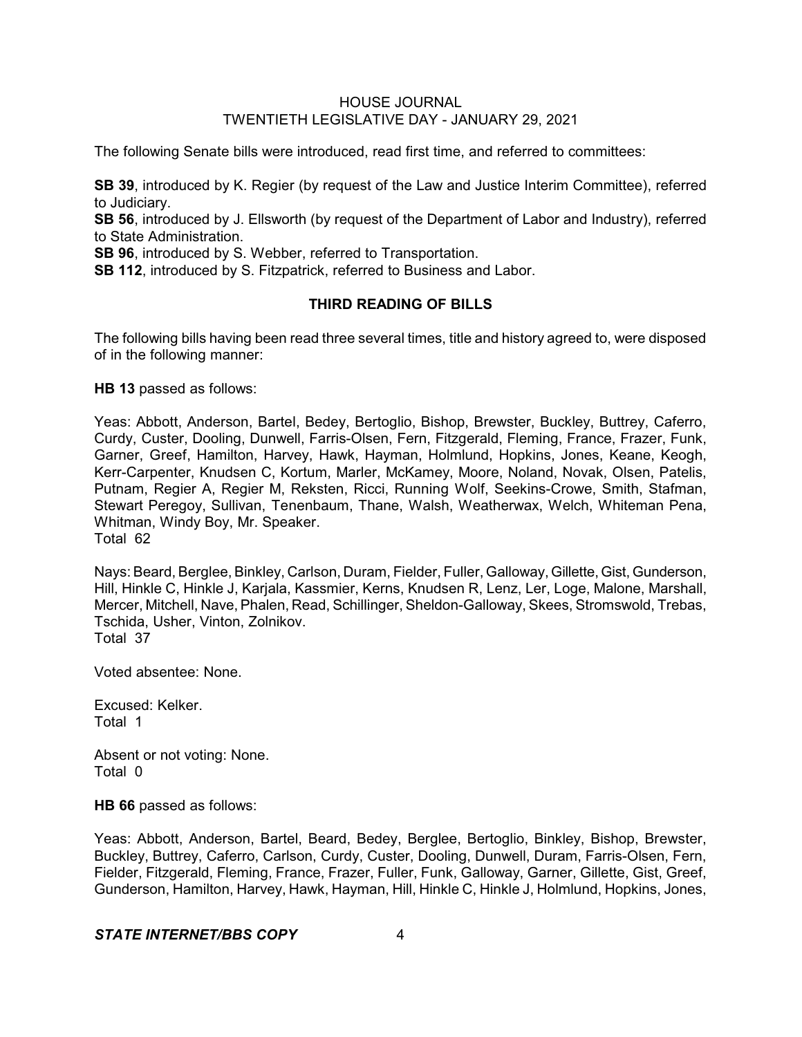The following Senate bills were introduced, read first time, and referred to committees:

**SB 39**, introduced by K. Regier (by request of the Law and Justice Interim Committee), referred to Judiciary.
**SB 56**, introduced by J. Ellsworth (by request of the Department of Labor and Industry), referred to State Administration.
**SB 96**, introduced by S. Webber, referred to Transportation.
**SB 112**, introduced by S. Fitzpatrick, referred to Business and Labor.

## THIRD READING OF BILLS

The following bills having been read three several times, title and history agreed to, were disposed of in the following manner:

**HB 13** passed as follows:

Yeas: Abbott, Anderson, Bartel, Bedey, Bertoglio, Bishop, Brewster, Buckley, Buttrey, Caferro, Curdy, Custer, Dooling, Dunwell, Farris-Olsen, Fern, Fitzgerald, Fleming, France, Frazer, Funk, Garner, Greef, Hamilton, Harvey, Hawk, Hayman, Holmlund, Hopkins, Jones, Keane, Keogh, Kerr-Carpenter, Knudsen C, Kortum, Marler, McKamey, Moore, Noland, Novak, Olsen, Patelis, Putnam, Regier A, Regier M, Reksten, Ricci, Running Wolf, Seekins-Crowe, Smith, Stafman, Stewart Peregoy, Sullivan, Tenenbaum, Thane, Walsh, Weatherwax, Welch, Whiteman Pena, Whitman, Windy Boy, Mr. Speaker.
Total 62

Nays: Beard, Berglee, Binkley, Carlson, Duram, Fielder, Fuller, Galloway, Gillette, Gist, Gunderson, Hill, Hinkle C, Hinkle J, Karjala, Kassmier, Kerns, Knudsen R, Lenz, Ler, Loge, Malone, Marshall, Mercer, Mitchell, Nave, Phalen, Read, Schillinger, Sheldon-Galloway, Skees, Stromswold, Trebas, Tschida, Usher, Vinton, Zolnikov.
Total 37

Voted absentee: None.

Excused: Kelker.
Total 1

Absent or not voting: None.
Total 0

**HB 66** passed as follows:

Yeas: Abbott, Anderson, Bartel, Beard, Bedey, Berglee, Bertoglio, Binkley, Bishop, Brewster, Buckley, Buttrey, Caferro, Carlson, Curdy, Custer, Dooling, Dunwell, Duram, Farris-Olsen, Fern, Fielder, Fitzgerald, Fleming, France, Frazer, Fuller, Funk, Galloway, Garner, Gillette, Gist, Greef, Gunderson, Hamilton, Harvey, Hawk, Hayman, Hill, Hinkle C, Hinkle J, Holmlund, Hopkins, Jones,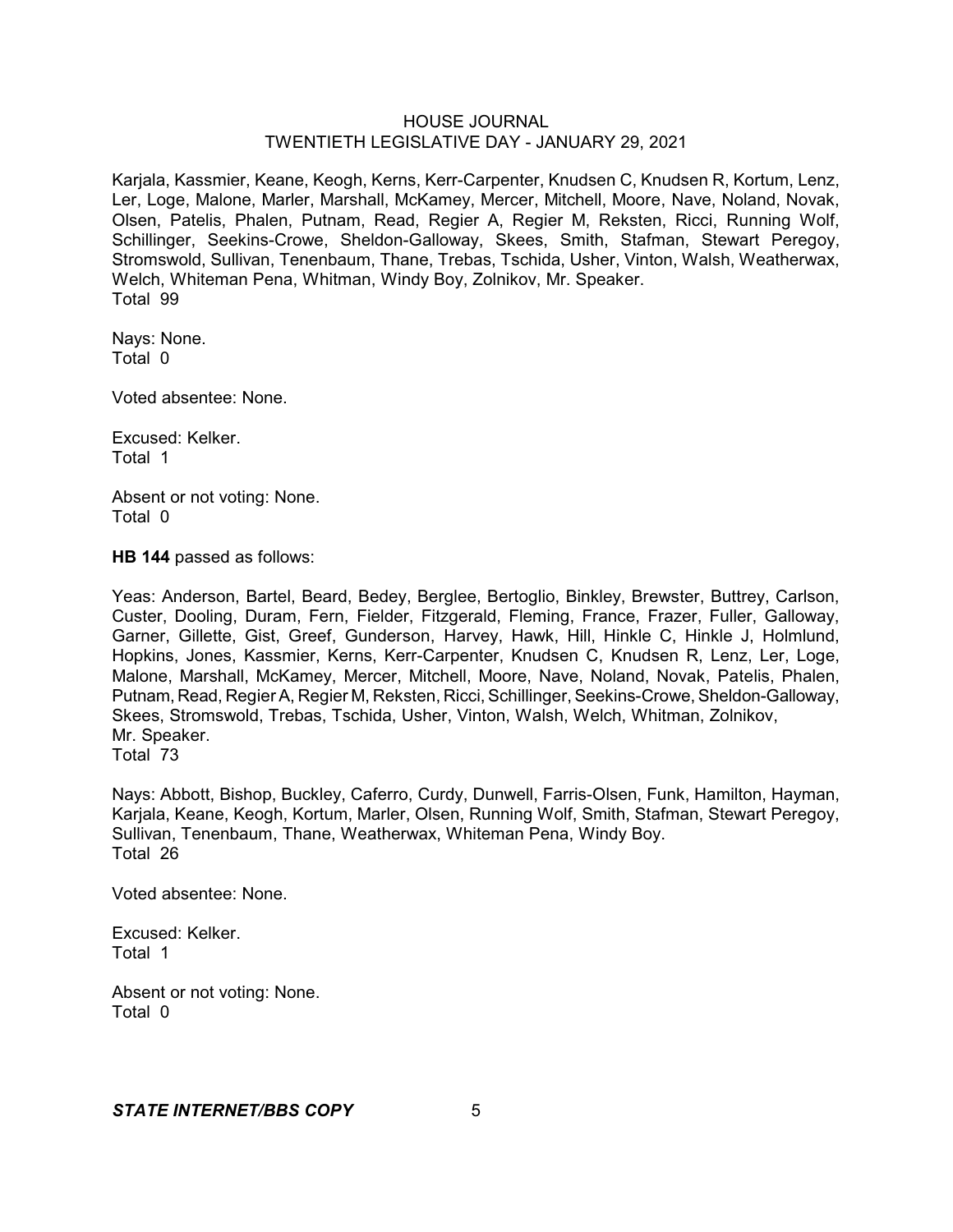Karjala, Kassmier, Keane, Keogh, Kerns, Kerr-Carpenter, Knudsen C, Knudsen R, Kortum, Lenz, Ler, Loge, Malone, Marler, Marshall, McKamey, Mercer, Mitchell, Moore, Nave, Noland, Novak, Olsen, Patelis, Phalen, Putnam, Read, Regier A, Regier M, Reksten, Ricci, Running Wolf, Schillinger, Seekins-Crowe, Sheldon-Galloway, Skees, Smith, Stafman, Stewart Peregoy, Stromswold, Sullivan, Tenenbaum, Thane, Trebas, Tschida, Usher, Vinton, Walsh, Weatherwax, Welch, Whiteman Pena, Whitman, Windy Boy, Zolnikov, Mr. Speaker.
Total 99

Nays: None.
Total 0

Voted absentee: None.

Excused: Kelker.
Total 1

Absent or not voting: None.
Total 0

**HB 144** passed as follows:

Yeas: Anderson, Bartel, Beard, Bedey, Berglee, Bertoglio, Binkley, Brewster, Buttrey, Carlson, Custer, Dooling, Duram, Fern, Fielder, Fitzgerald, Fleming, France, Frazer, Fuller, Galloway, Garner, Gillette, Gist, Greef, Gunderson, Harvey, Hawk, Hill, Hinkle C, Hinkle J, Holmlund, Hopkins, Jones, Kassmier, Kerns, Kerr-Carpenter, Knudsen C, Knudsen R, Lenz, Ler, Loge, Malone, Marshall, McKamey, Mercer, Mitchell, Moore, Nave, Noland, Novak, Patelis, Phalen, Putnam, Read, Regier A, Regier M, Reksten, Ricci, Schillinger, Seekins-Crowe, Sheldon-Galloway, Skees, Stromswold, Trebas, Tschida, Usher, Vinton, Walsh, Welch, Whitman, Zolnikov, Mr. Speaker.
Total 73

Nays: Abbott, Bishop, Buckley, Caferro, Curdy, Dunwell, Farris-Olsen, Funk, Hamilton, Hayman, Karjala, Keane, Keogh, Kortum, Marler, Olsen, Running Wolf, Smith, Stafman, Stewart Peregoy, Sullivan, Tenenbaum, Thane, Weatherwax, Whiteman Pena, Windy Boy.
Total 26

Voted absentee: None.

Excused: Kelker.
Total 1

Absent or not voting: None.
Total 0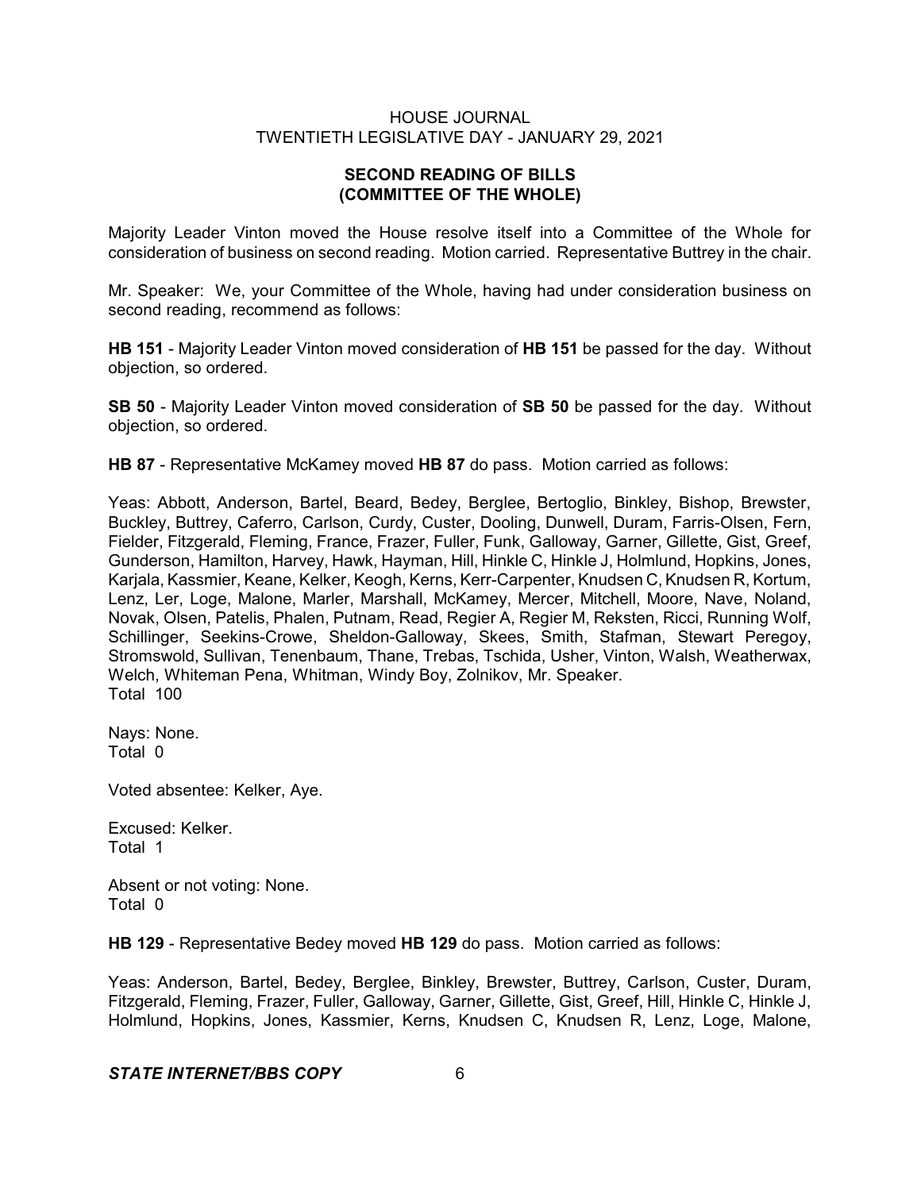## SECOND READING OF BILLS (COMMITTEE OF THE WHOLE)

Majority Leader Vinton moved the House resolve itself into a Committee of the Whole for consideration of business on second reading. Motion carried. Representative Buttrey in the chair.

Mr. Speaker: We, your Committee of the Whole, having had under consideration business on second reading, recommend as follows:

**HB 151** - Majority Leader Vinton moved consideration of **HB 151** be passed for the day. Without objection, so ordered.

**SB 50** - Majority Leader Vinton moved consideration of **SB 50** be passed for the day. Without objection, so ordered.

**HB 87** - Representative McKamey moved **HB 87** do pass. Motion carried as follows:

Yeas: Abbott, Anderson, Bartel, Beard, Bedey, Berglee, Bertoglio, Binkley, Bishop, Brewster, Buckley, Buttrey, Caferro, Carlson, Curdy, Custer, Dooling, Dunwell, Duram, Farris-Olsen, Fern, Fielder, Fitzgerald, Fleming, France, Frazer, Fuller, Funk, Galloway, Garner, Gillette, Gist, Greef, Gunderson, Hamilton, Harvey, Hawk, Hayman, Hill, Hinkle C, Hinkle J, Holmlund, Hopkins, Jones, Karjala, Kassmier, Keane, Kelker, Keogh, Kerns, Kerr-Carpenter, Knudsen C, Knudsen R, Kortum, Lenz, Ler, Loge, Malone, Marler, Marshall, McKamey, Mercer, Mitchell, Moore, Nave, Noland, Novak, Olsen, Patelis, Phalen, Putnam, Read, Regier A, Regier M, Reksten, Ricci, Running Wolf, Schillinger, Seekins-Crowe, Sheldon-Galloway, Skees, Smith, Stafman, Stewart Peregoy, Stromswold, Sullivan, Tenenbaum, Thane, Trebas, Tschida, Usher, Vinton, Walsh, Weatherwax, Welch, Whiteman Pena, Whitman, Windy Boy, Zolnikov, Mr. Speaker.
Total 100

Nays: None.
Total 0

Voted absentee: Kelker, Aye.

Excused: Kelker.
Total 1

Absent or not voting: None.
Total 0

**HB 129** - Representative Bedey moved **HB 129** do pass. Motion carried as follows:

Yeas: Anderson, Bartel, Bedey, Berglee, Binkley, Brewster, Buttrey, Carlson, Custer, Duram, Fitzgerald, Fleming, Frazer, Fuller, Galloway, Garner, Gillette, Gist, Greef, Hill, Hinkle C, Hinkle J, Holmlund, Hopkins, Jones, Kassmier, Kerns, Knudsen C, Knudsen R, Lenz, Loge, Malone,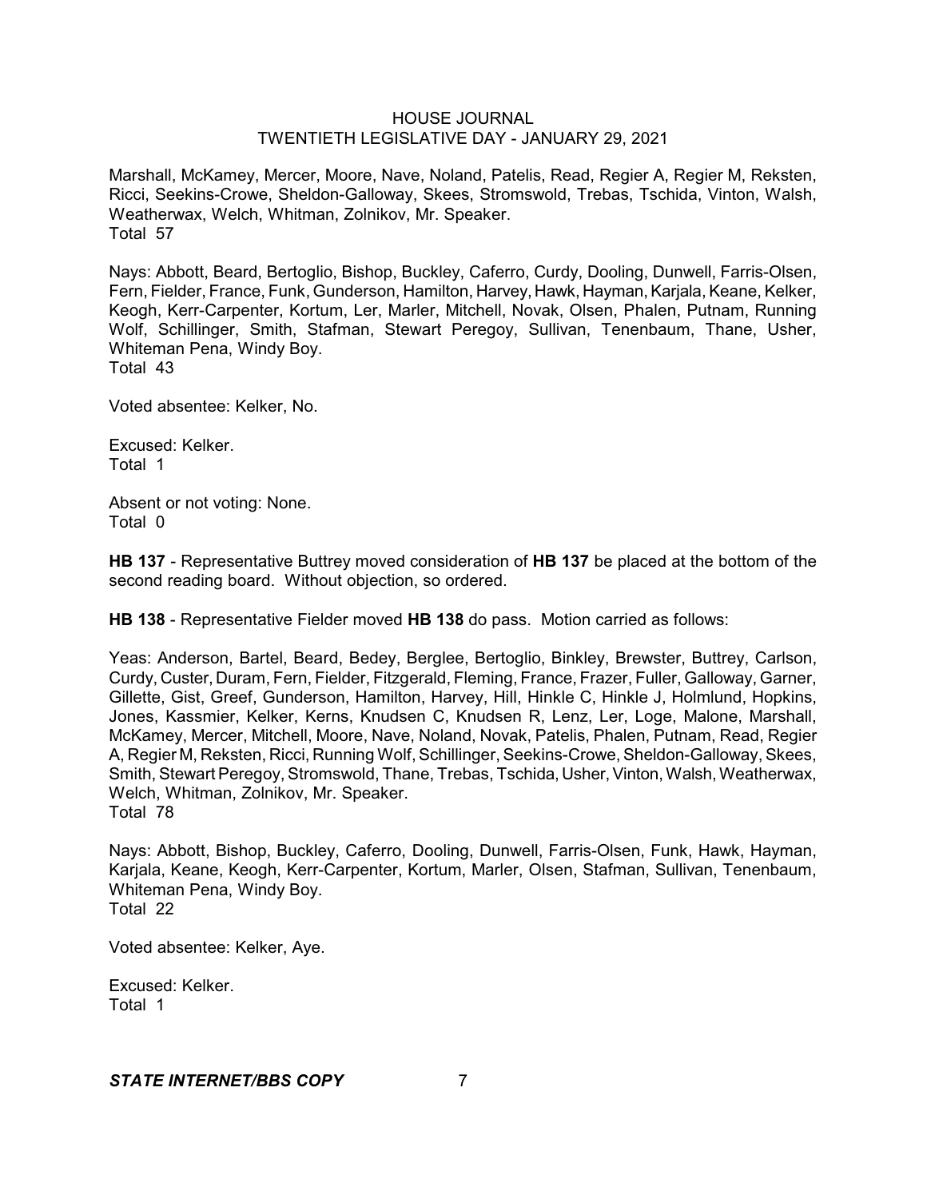Marshall, McKamey, Mercer, Moore, Nave, Noland, Patelis, Read, Regier A, Regier M, Reksten, Ricci, Seekins-Crowe, Sheldon-Galloway, Skees, Stromswold, Trebas, Tschida, Vinton, Walsh, Weatherwax, Welch, Whitman, Zolnikov, Mr. Speaker.
Total 57

Nays: Abbott, Beard, Bertoglio, Bishop, Buckley, Caferro, Curdy, Dooling, Dunwell, Farris-Olsen, Fern, Fielder, France, Funk, Gunderson, Hamilton, Harvey, Hawk, Hayman, Karjala, Keane, Kelker, Keogh, Kerr-Carpenter, Kortum, Ler, Marler, Mitchell, Novak, Olsen, Phalen, Putnam, Running Wolf, Schillinger, Smith, Stafman, Stewart Peregoy, Sullivan, Tenenbaum, Thane, Usher, Whiteman Pena, Windy Boy.
Total 43

Voted absentee: Kelker, No.

Excused: Kelker.
Total 1

Absent or not voting: None.
Total 0

**HB 137** - Representative Buttrey moved consideration of **HB 137** be placed at the bottom of the second reading board. Without objection, so ordered.

**HB 138** - Representative Fielder moved **HB 138** do pass. Motion carried as follows:

Yeas: Anderson, Bartel, Beard, Bedey, Berglee, Bertoglio, Binkley, Brewster, Buttrey, Carlson, Curdy, Custer, Duram, Fern, Fielder, Fitzgerald, Fleming, France, Frazer, Fuller, Galloway, Garner, Gillette, Gist, Greef, Gunderson, Hamilton, Harvey, Hill, Hinkle C, Hinkle J, Holmlund, Hopkins, Jones, Kassmier, Kelker, Kerns, Knudsen C, Knudsen R, Lenz, Ler, Loge, Malone, Marshall, McKamey, Mercer, Mitchell, Moore, Nave, Noland, Novak, Patelis, Phalen, Putnam, Read, Regier A, Regier M, Reksten, Ricci, Running Wolf, Schillinger, Seekins-Crowe, Sheldon-Galloway, Skees, Smith, Stewart Peregoy, Stromswold, Thane, Trebas, Tschida, Usher, Vinton, Walsh, Weatherwax, Welch, Whitman, Zolnikov, Mr. Speaker.
Total 78

Nays: Abbott, Bishop, Buckley, Caferro, Dooling, Dunwell, Farris-Olsen, Funk, Hawk, Hayman, Karjala, Keane, Keogh, Kerr-Carpenter, Kortum, Marler, Olsen, Stafman, Sullivan, Tenenbaum, Whiteman Pena, Windy Boy.
Total 22

Voted absentee: Kelker, Aye.

Excused: Kelker.
Total 1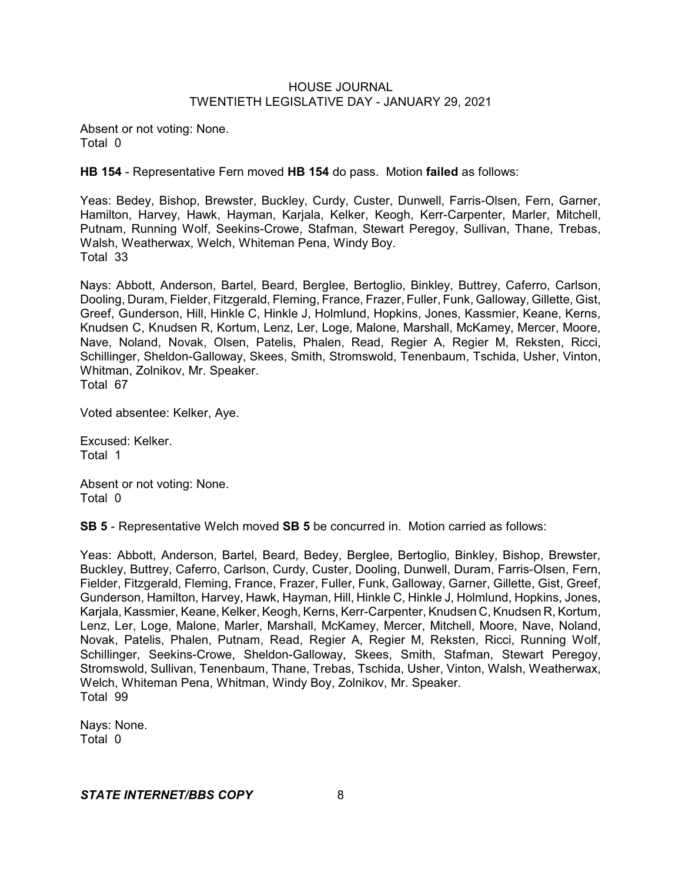Absent or not voting: None.
Total 0

**HB 154** - Representative Fern moved **HB 154** do pass. Motion **failed** as follows:

Yeas: Bedey, Bishop, Brewster, Buckley, Curdy, Custer, Dunwell, Farris-Olsen, Fern, Garner, Hamilton, Harvey, Hawk, Hayman, Karjala, Kelker, Keogh, Kerr-Carpenter, Marler, Mitchell, Putnam, Running Wolf, Seekins-Crowe, Stafman, Stewart Peregoy, Sullivan, Thane, Trebas, Walsh, Weatherwax, Welch, Whiteman Pena, Windy Boy.
Total 33

Nays: Abbott, Anderson, Bartel, Beard, Berglee, Bertoglio, Binkley, Buttrey, Caferro, Carlson, Dooling, Duram, Fielder, Fitzgerald, Fleming, France, Frazer, Fuller, Funk, Galloway, Gillette, Gist, Greef, Gunderson, Hill, Hinkle C, Hinkle J, Holmlund, Hopkins, Jones, Kassmier, Keane, Kerns, Knudsen C, Knudsen R, Kortum, Lenz, Ler, Loge, Malone, Marshall, McKamey, Mercer, Moore, Nave, Noland, Novak, Olsen, Patelis, Phalen, Read, Regier A, Regier M, Reksten, Ricci, Schillinger, Sheldon-Galloway, Skees, Smith, Stromswold, Tenenbaum, Tschida, Usher, Vinton, Whitman, Zolnikov, Mr. Speaker.
Total 67

Voted absentee: Kelker, Aye.

Excused: Kelker.
Total 1

Absent or not voting: None.
Total 0

**SB 5** - Representative Welch moved **SB 5** be concurred in. Motion carried as follows:

Yeas: Abbott, Anderson, Bartel, Beard, Bedey, Berglee, Bertoglio, Binkley, Bishop, Brewster, Buckley, Buttrey, Caferro, Carlson, Curdy, Custer, Dooling, Dunwell, Duram, Farris-Olsen, Fern, Fielder, Fitzgerald, Fleming, France, Frazer, Fuller, Funk, Galloway, Garner, Gillette, Gist, Greef, Gunderson, Hamilton, Harvey, Hawk, Hayman, Hill, Hinkle C, Hinkle J, Holmlund, Hopkins, Jones, Karjala, Kassmier, Keane, Kelker, Keogh, Kerns, Kerr-Carpenter, Knudsen C, Knudsen R, Kortum, Lenz, Ler, Loge, Malone, Marler, Marshall, McKamey, Mercer, Mitchell, Moore, Nave, Noland, Novak, Patelis, Phalen, Putnam, Read, Regier A, Regier M, Reksten, Ricci, Running Wolf, Schillinger, Seekins-Crowe, Sheldon-Galloway, Skees, Smith, Stafman, Stewart Peregoy, Stromswold, Sullivan, Tenenbaum, Thane, Trebas, Tschida, Usher, Vinton, Walsh, Weatherwax, Welch, Whiteman Pena, Whitman, Windy Boy, Zolnikov, Mr. Speaker.
Total 99

Nays: None.
Total 0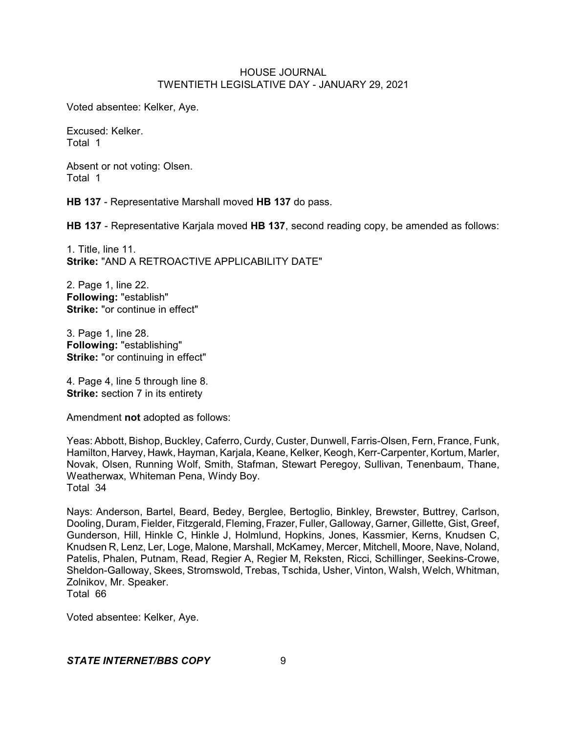Voted absentee: Kelker, Aye.

Excused: Kelker.
Total 1

Absent or not voting: Olsen.
Total 1

**HB 137** - Representative Marshall moved **HB 137** do pass.

**HB 137** - Representative Karjala moved **HB 137**, second reading copy, be amended as follows:

1. Title, line 11.
**Strike:** "AND A RETROACTIVE APPLICABILITY DATE"

2. Page 1, line 22.
**Following:** "establish"
**Strike:** "or continue in effect"

3. Page 1, line 28.
**Following:** "establishing"
**Strike:** "or continuing in effect"

4. Page 4, line 5 through line 8.
**Strike:** section 7 in its entirety

Amendment **not** adopted as follows:

Yeas: Abbott, Bishop, Buckley, Caferro, Curdy, Custer, Dunwell, Farris-Olsen, Fern, France, Funk, Hamilton, Harvey, Hawk, Hayman, Karjala, Keane, Kelker, Keogh, Kerr-Carpenter, Kortum, Marler, Novak, Olsen, Running Wolf, Smith, Stafman, Stewart Peregoy, Sullivan, Tenenbaum, Thane, Weatherwax, Whiteman Pena, Windy Boy.
Total 34

Nays: Anderson, Bartel, Beard, Bedey, Berglee, Bertoglio, Binkley, Brewster, Buttrey, Carlson, Dooling, Duram, Fielder, Fitzgerald, Fleming, Frazer, Fuller, Galloway, Garner, Gillette, Gist, Greef, Gunderson, Hill, Hinkle C, Hinkle J, Holmlund, Hopkins, Jones, Kassmier, Kerns, Knudsen C, Knudsen R, Lenz, Ler, Loge, Malone, Marshall, McKamey, Mercer, Mitchell, Moore, Nave, Noland, Patelis, Phalen, Putnam, Read, Regier A, Regier M, Reksten, Ricci, Schillinger, Seekins-Crowe, Sheldon-Galloway, Skees, Stromswold, Trebas, Tschida, Usher, Vinton, Walsh, Welch, Whitman, Zolnikov, Mr. Speaker.
Total 66

Voted absentee: Kelker, Aye.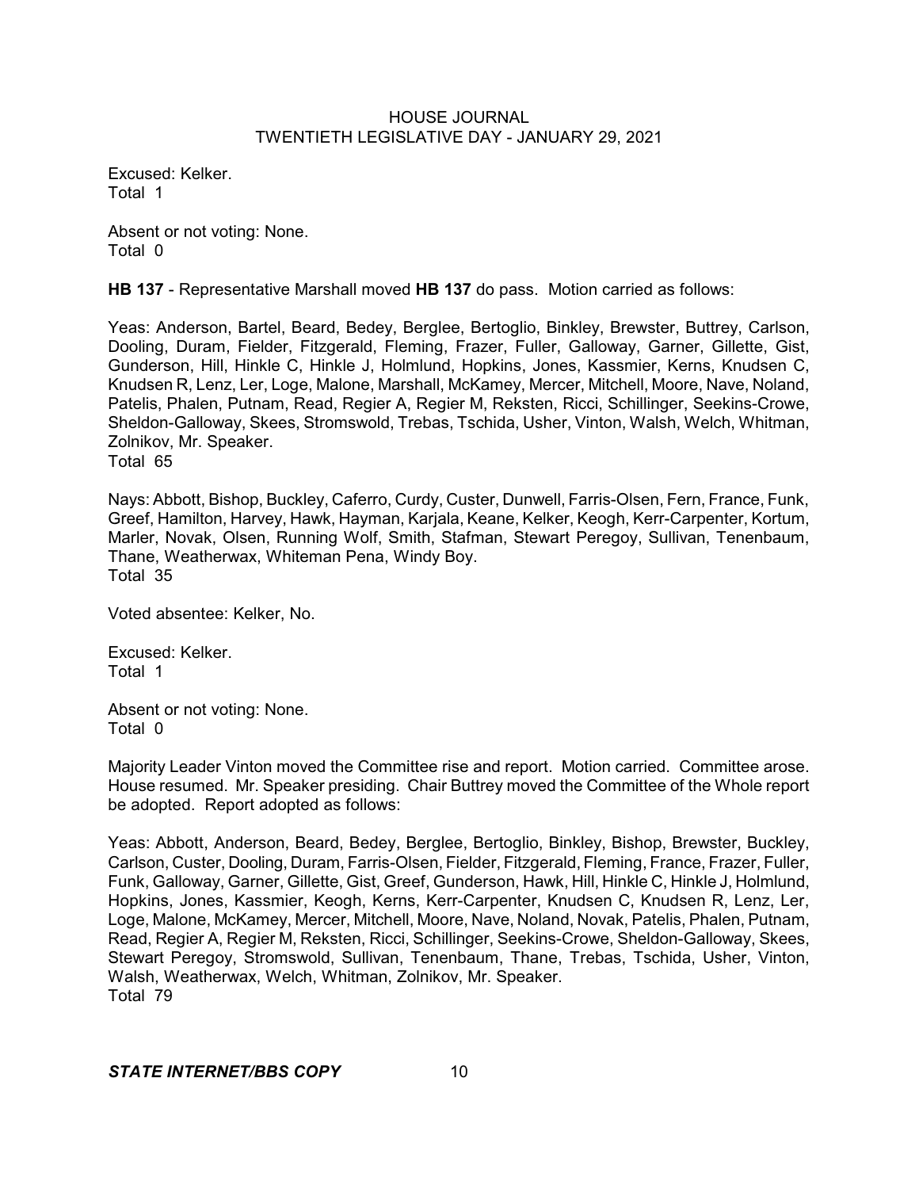Excused: Kelker.
Total 1

Absent or not voting: None.
Total 0

**HB 137** - Representative Marshall moved **HB 137** do pass. Motion carried as follows:

Yeas: Anderson, Bartel, Beard, Bedey, Berglee, Bertoglio, Binkley, Brewster, Buttrey, Carlson, Dooling, Duram, Fielder, Fitzgerald, Fleming, Frazer, Fuller, Galloway, Garner, Gillette, Gist, Gunderson, Hill, Hinkle C, Hinkle J, Holmlund, Hopkins, Jones, Kassmier, Kerns, Knudsen C, Knudsen R, Lenz, Ler, Loge, Malone, Marshall, McKamey, Mercer, Mitchell, Moore, Nave, Noland, Patelis, Phalen, Putnam, Read, Regier A, Regier M, Reksten, Ricci, Schillinger, Seekins-Crowe, Sheldon-Galloway, Skees, Stromswold, Trebas, Tschida, Usher, Vinton, Walsh, Welch, Whitman, Zolnikov, Mr. Speaker.
Total 65

Nays: Abbott, Bishop, Buckley, Caferro, Curdy, Custer, Dunwell, Farris-Olsen, Fern, France, Funk, Greef, Hamilton, Harvey, Hawk, Hayman, Karjala, Keane, Kelker, Keogh, Kerr-Carpenter, Kortum, Marler, Novak, Olsen, Running Wolf, Smith, Stafman, Stewart Peregoy, Sullivan, Tenenbaum, Thane, Weatherwax, Whiteman Pena, Windy Boy.
Total 35

Voted absentee: Kelker, No.

Excused: Kelker.
Total 1

Absent or not voting: None.
Total 0

Majority Leader Vinton moved the Committee rise and report. Motion carried. Committee arose. House resumed. Mr. Speaker presiding. Chair Buttrey moved the Committee of the Whole report be adopted. Report adopted as follows:

Yeas: Abbott, Anderson, Beard, Bedey, Berglee, Bertoglio, Binkley, Bishop, Brewster, Buckley, Carlson, Custer, Dooling, Duram, Farris-Olsen, Fielder, Fitzgerald, Fleming, France, Frazer, Fuller, Funk, Galloway, Garner, Gillette, Gist, Greef, Gunderson, Hawk, Hill, Hinkle C, Hinkle J, Holmlund, Hopkins, Jones, Kassmier, Keogh, Kerns, Kerr-Carpenter, Knudsen C, Knudsen R, Lenz, Ler, Loge, Malone, McKamey, Mercer, Mitchell, Moore, Nave, Noland, Novak, Patelis, Phalen, Putnam, Read, Regier A, Regier M, Reksten, Ricci, Schillinger, Seekins-Crowe, Sheldon-Galloway, Skees, Stewart Peregoy, Stromswold, Sullivan, Tenenbaum, Thane, Trebas, Tschida, Usher, Vinton, Walsh, Weatherwax, Welch, Whitman, Zolnikov, Mr. Speaker.
Total 79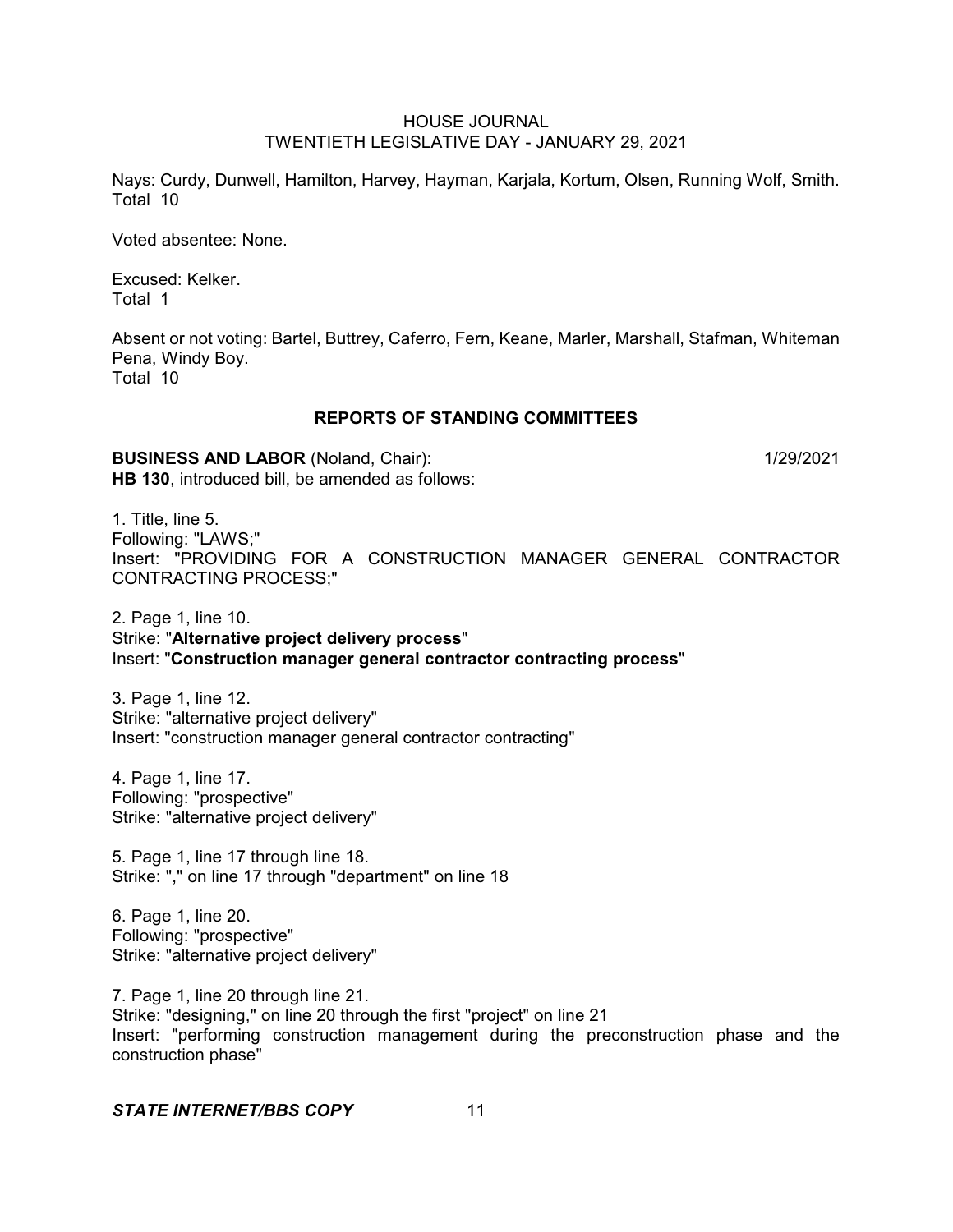Nays: Curdy, Dunwell, Hamilton, Harvey, Hayman, Karjala, Kortum, Olsen, Running Wolf, Smith. Total 10

Voted absentee: None.

Excused: Kelker.
Total 1

Absent or not voting: Bartel, Buttrey, Caferro, Fern, Keane, Marler, Marshall, Stafman, Whiteman Pena, Windy Boy.
Total 10

## REPORTS OF STANDING COMMITTEES

**BUSINESS AND LABOR** (Noland, Chair): 1/29/2021
**HB 130**, introduced bill, be amended as follows:

1. Title, line 5.
Following: "LAWS;"
Insert: "PROVIDING FOR A CONSTRUCTION MANAGER GENERAL CONTRACTOR CONTRACTING PROCESS;"

2. Page 1, line 10.
Strike: "**Alternative project delivery process**"
Insert: "**Construction manager general contractor contracting process**"

3. Page 1, line 12.
Strike: "alternative project delivery"
Insert: "construction manager general contractor contracting"

4. Page 1, line 17.
Following: "prospective"
Strike: "alternative project delivery"

5. Page 1, line 17 through line 18.
Strike: "," on line 17 through "department" on line 18

6. Page 1, line 20.
Following: "prospective"
Strike: "alternative project delivery"

7. Page 1, line 20 through line 21.
Strike: "designing," on line 20 through the first "project" on line 21
Insert: "performing construction management during the preconstruction phase and the construction phase"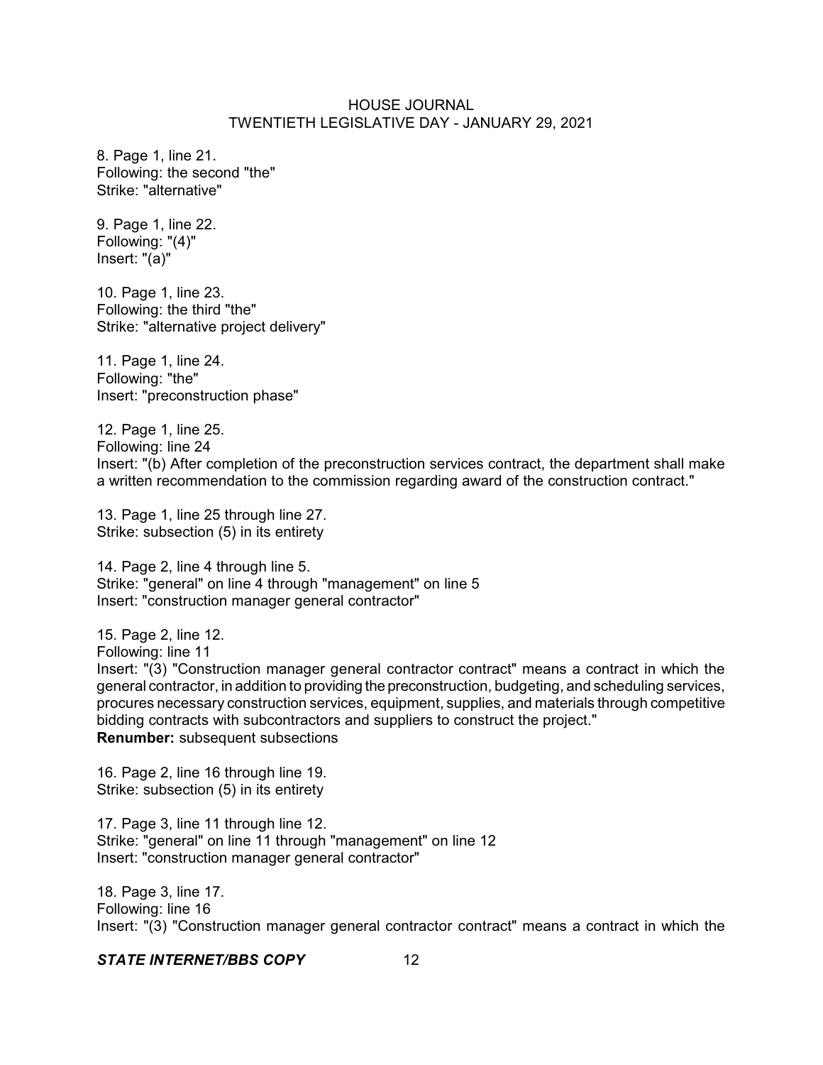8. Page 1, line 21.
Following: the second "the"
Strike: "alternative"

9. Page 1, line 22.
Following: "(4)"
Insert: "(a)"

10. Page 1, line 23.
Following: the third "the"
Strike: "alternative project delivery"

11. Page 1, line 24.
Following: "the"
Insert: "preconstruction phase"

12. Page 1, line 25.
Following: line 24
Insert: "(b) After completion of the preconstruction services contract, the department shall make a written recommendation to the commission regarding award of the construction contract."

13. Page 1, line 25 through line 27.
Strike: subsection (5) in its entirety

14. Page 2, line 4 through line 5.
Strike: "general" on line 4 through "management" on line 5
Insert: "construction manager general contractor"

15. Page 2, line 12.
Following: line 11
Insert: "(3) "Construction manager general contractor contract" means a contract in which the general contractor, in addition to providing the preconstruction, budgeting, and scheduling services, procures necessary construction services, equipment, supplies, and materials through competitive bidding contracts with subcontractors and suppliers to construct the project."
**Renumber:** subsequent subsections

16. Page 2, line 16 through line 19.
Strike: subsection (5) in its entirety

17. Page 3, line 11 through line 12.
Strike: "general" on line 11 through "management" on line 12
Insert: "construction manager general contractor"

18. Page 3, line 17.
Following: line 16
Insert: "(3) "Construction manager general contractor contract" means a contract in which the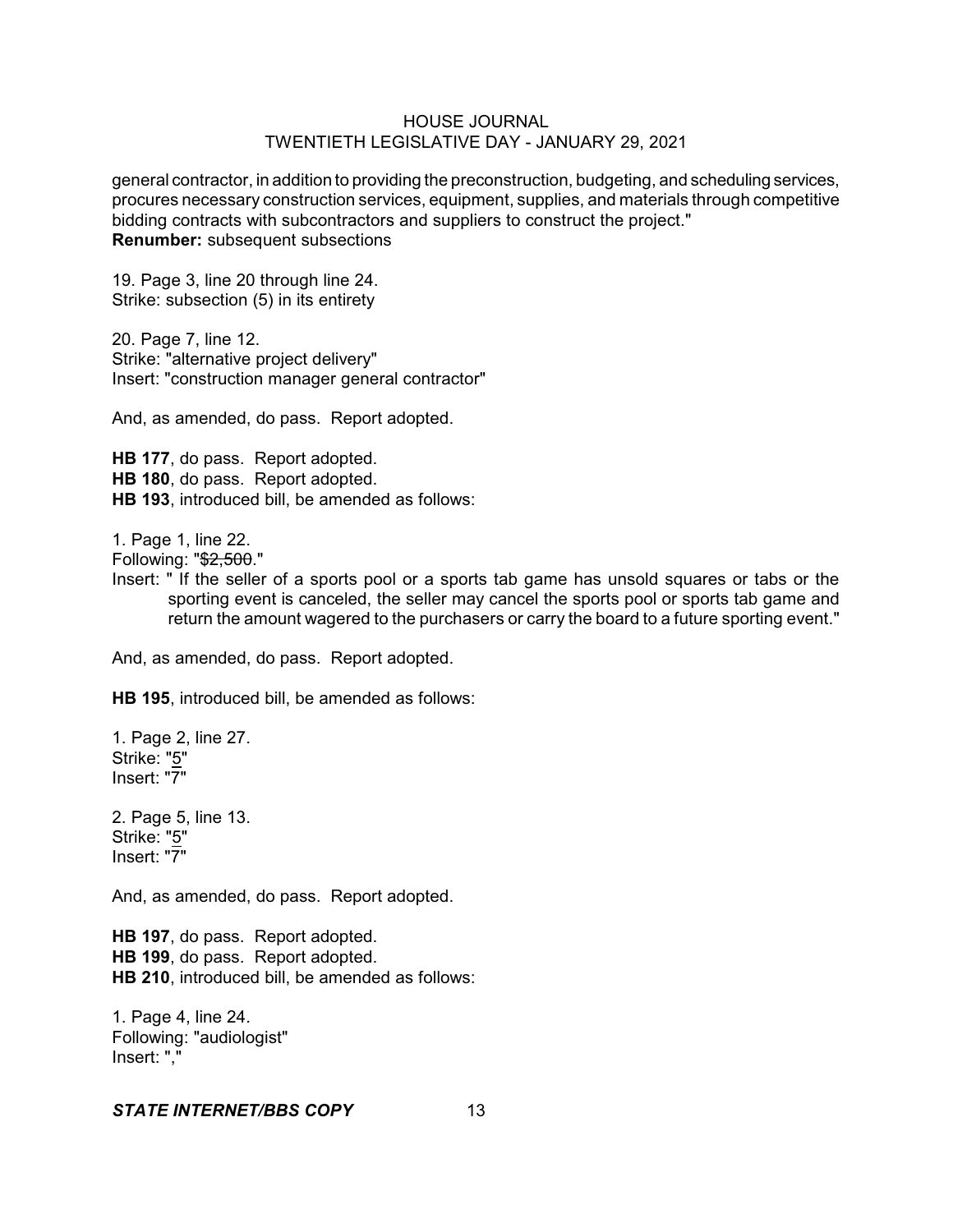general contractor, in addition to providing the preconstruction, budgeting, and scheduling services, procures necessary construction services, equipment, supplies, and materials through competitive bidding contracts with subcontractors and suppliers to construct the project."
**Renumber:** subsequent subsections

19. Page 3, line 20 through line 24.
Strike: subsection (5) in its entirety

20. Page 7, line 12.
Strike: "alternative project delivery"
Insert: "construction manager general contractor"

And, as amended, do pass. Report adopted.

**HB 177**, do pass. Report adopted.
**HB 180**, do pass. Report adopted.
**HB 193**, introduced bill, be amended as follows:

1. Page 1, line 22.
Following: "~~$2,500~~."
Insert: " If the seller of a sports pool or a sports tab game has unsold squares or tabs or the sporting event is canceled, the seller may cancel the sports pool or sports tab game and return the amount wagered to the purchasers or carry the board to a future sporting event."

And, as amended, do pass. Report adopted.

**HB 195**, introduced bill, be amended as follows:

1. Page 2, line 27.
Strike: "<u>5</u>"
Insert: "<u>7</u>"

2. Page 5, line 13.
Strike: "<u>5</u>"
Insert: "<u>7</u>"

And, as amended, do pass. Report adopted.

**HB 197**, do pass. Report adopted.
**HB 199**, do pass. Report adopted.
**HB 210**, introduced bill, be amended as follows:

1. Page 4, line 24.
Following: "audiologist"
Insert: ","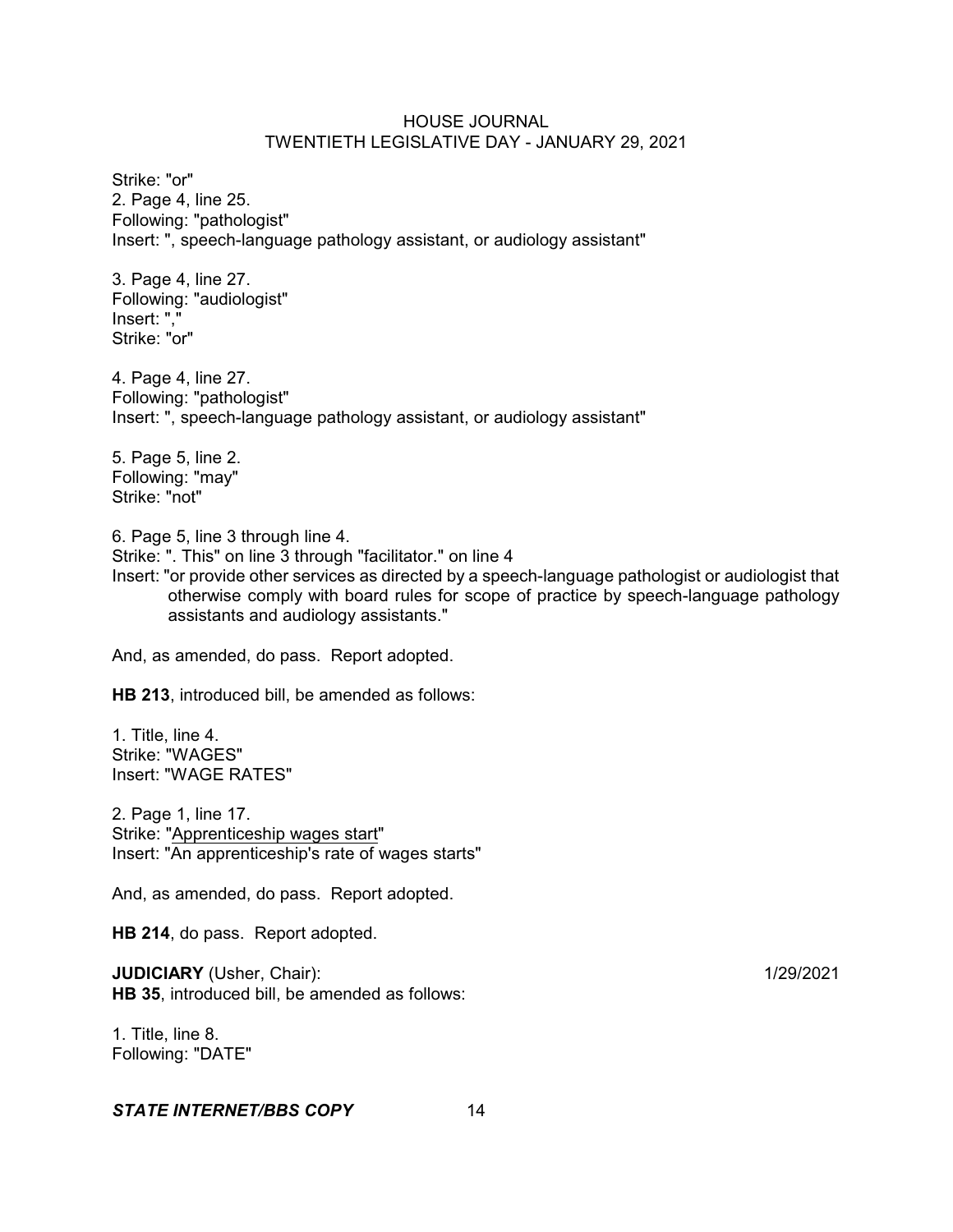Strike: "or"
2. Page 4, line 25.
Following: "pathologist"
Insert: ", speech-language pathology assistant, or audiology assistant"

3. Page 4, line 27.
Following: "audiologist"
Insert: ","
Strike: "or"

4. Page 4, line 27.
Following: "pathologist"
Insert: ", speech-language pathology assistant, or audiology assistant"

5. Page 5, line 2.
Following: "may"
Strike: "not"

6. Page 5, line 3 through line 4.
Strike: ". This" on line 3 through "facilitator." on line 4
Insert: "or provide other services as directed by a speech-language pathologist or audiologist that otherwise comply with board rules for scope of practice by speech-language pathology assistants and audiology assistants."

And, as amended, do pass. Report adopted.

**HB 213**, introduced bill, be amended as follows:

1. Title, line 4.
Strike: "WAGES"
Insert: "WAGE RATES"

2. Page 1, line 17.
Strike: "Apprenticeship wages start"
Insert: "An apprenticeship's rate of wages starts"

And, as amended, do pass. Report adopted.

**HB 214**, do pass. Report adopted.

**JUDICIARY** (Usher, Chair): 1/29/2021
**HB 35**, introduced bill, be amended as follows:

1. Title, line 8.
Following: "DATE"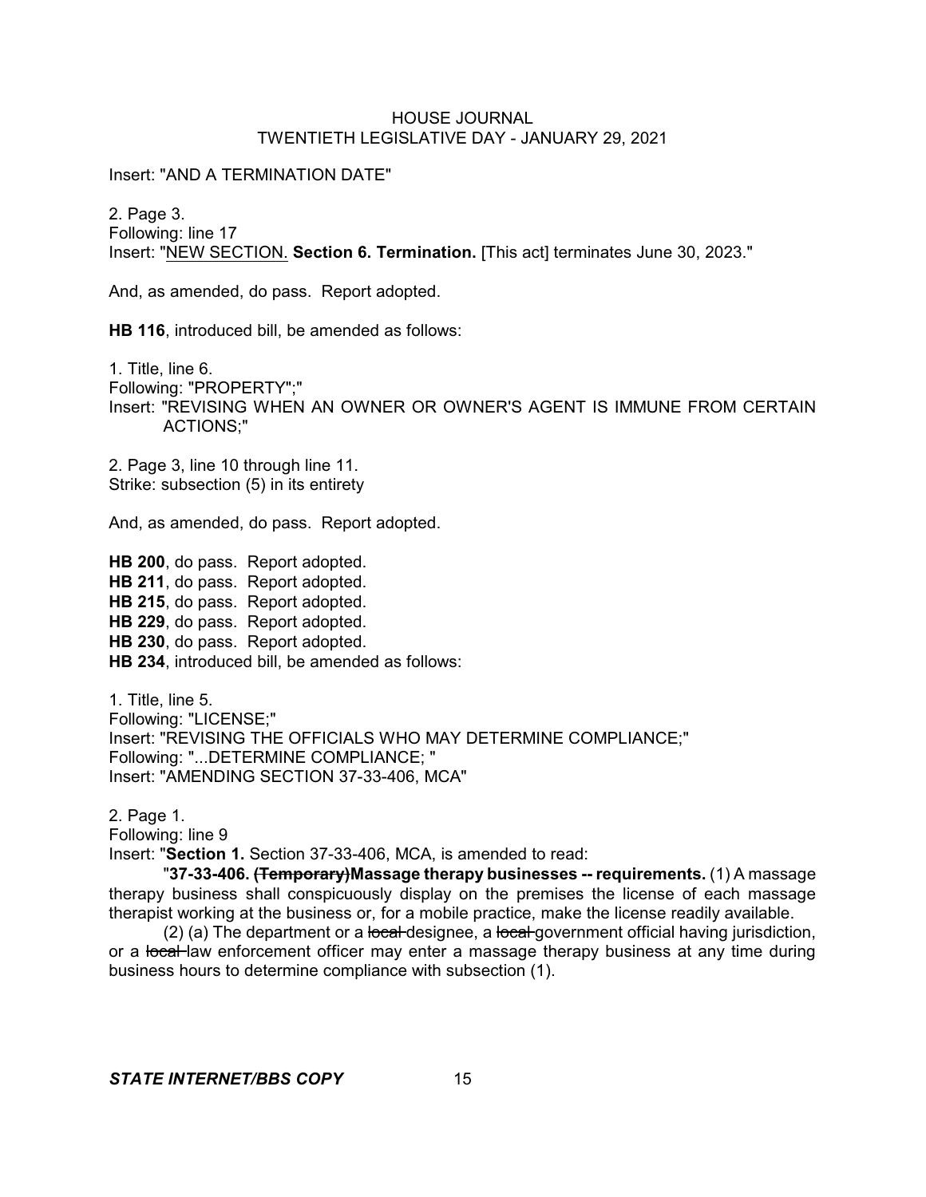Insert: "AND A TERMINATION DATE"

2. Page 3.
Following: line 17
Insert: "NEW SECTION. **Section 6. Termination.** [This act] terminates June 30, 2023."

And, as amended, do pass. Report adopted.

**HB 116**, introduced bill, be amended as follows:

1. Title, line 6.
Following: "PROPERTY";"
Insert: "REVISING WHEN AN OWNER OR OWNER'S AGENT IS IMMUNE FROM CERTAIN ACTIONS;"

2. Page 3, line 10 through line 11.
Strike: subsection (5) in its entirety

And, as amended, do pass. Report adopted.

**HB 200**, do pass. Report adopted.
**HB 211**, do pass. Report adopted.
**HB 215**, do pass. Report adopted.
**HB 229**, do pass. Report adopted.
**HB 230**, do pass. Report adopted.
**HB 234**, introduced bill, be amended as follows:

1. Title, line 5.
Following: "LICENSE;"
Insert: "REVISING THE OFFICIALS WHO MAY DETERMINE COMPLIANCE;"
Following: "...DETERMINE COMPLIANCE; "
Insert: "AMENDING SECTION 37-33-406, MCA"

2. Page 1.
Following: line 9
Insert: "**Section 1.** Section 37-33-406, MCA, is amended to read:

"**37-33-406. ~~(Temporary)~~Massage therapy businesses -- requirements.** (1) A massage therapy business shall conspicuously display on the premises the license of each massage therapist working at the business or, for a mobile practice, make the license readily available.

(2) (a) The department or a ~~local~~ designee, a ~~local~~ government official having jurisdiction, or a ~~local~~ law enforcement officer may enter a massage therapy business at any time during business hours to determine compliance with subsection (1).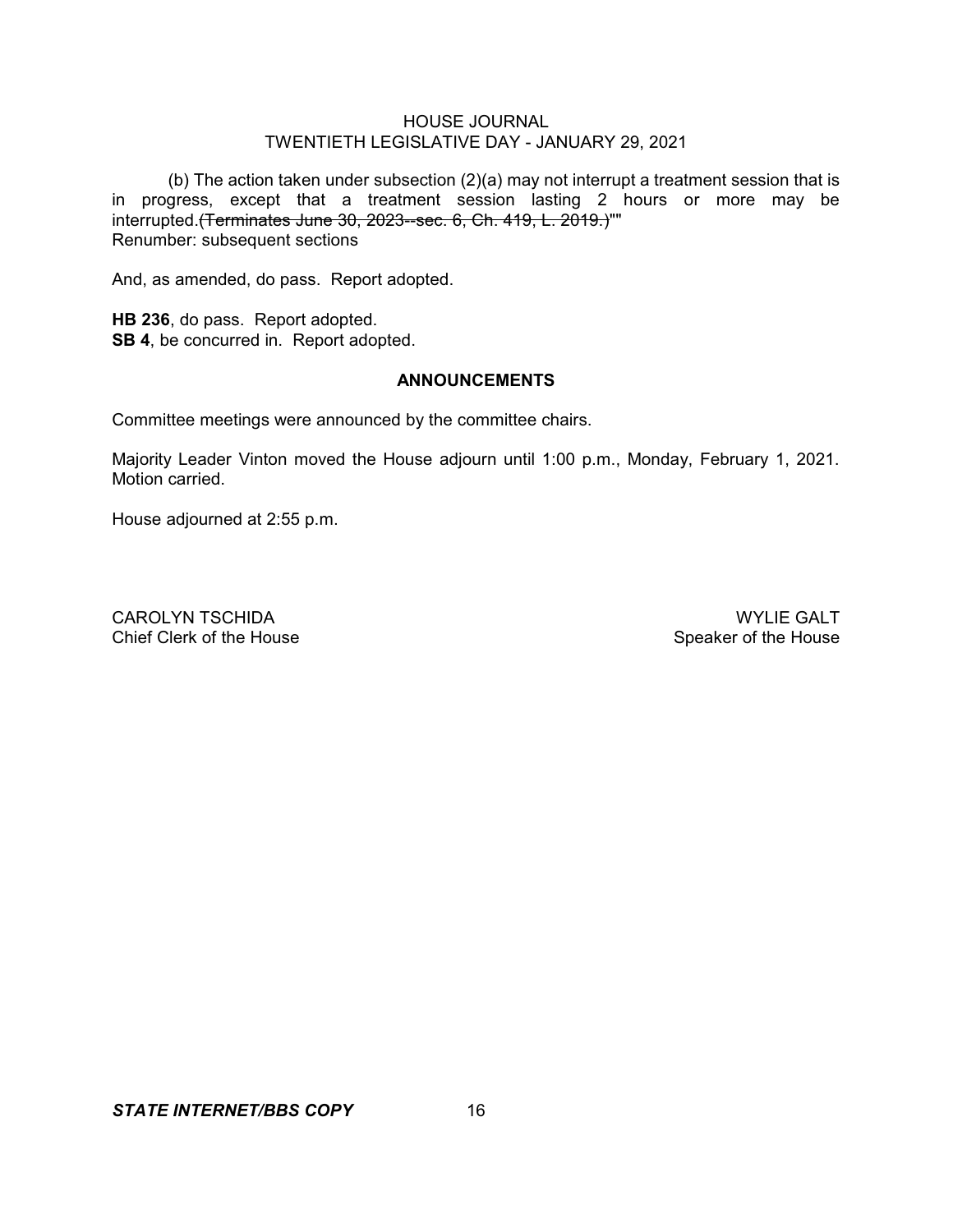(b) The action taken under subsection (2)(a) may not interrupt a treatment session that is in progress, except that a treatment session lasting 2 hours or more may be interrupted.~~(Terminates June 30, 2023--sec. 6, Ch. 419, L. 2019.)~~""
Renumber: subsequent sections

And, as amended, do pass. Report adopted.

**HB 236**, do pass. Report adopted.
**SB 4**, be concurred in. Report adopted.

## ANNOUNCEMENTS

Committee meetings were announced by the committee chairs.

Majority Leader Vinton moved the House adjourn until 1:00 p.m., Monday, February 1, 2021. Motion carried.

House adjourned at 2:55 p.m.

CAROLYN TSCHIDA
Chief Clerk of the House

WYLIE GALT
Speaker of the House